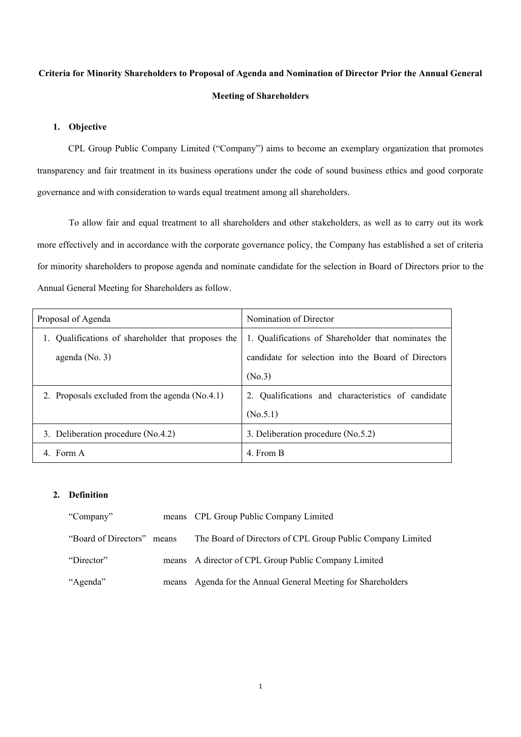# Criteria for Minority Shareholders to Proposal of Agenda and Nomination of Director Prior the Annual General Meeting of Shareholders

## 1. Objective

CPL Group Public Company Limited ("Company") aims to become an exemplary organization that promotes transparency and fair treatment in its business operations under the code of sound business ethics and good corporate governance and with consideration to wards equal treatment among all shareholders.

To allow fair and equal treatment to all shareholders and other stakeholders, as well as to carry out its work more effectively and in accordance with the corporate governance policy, the Company has established a set of criteria for minority shareholders to propose agenda and nominate candidate for the selection in Board of Directors prior to the Annual General Meeting for Shareholders as follow.

| Proposal of Agenda | Nomination of Director |
|---|---|
| 1. Qualifications of shareholder that proposes the agenda (No. 3) | 1. Qualifications of Shareholder that nominates the candidate for selection into the Board of Directors (No.3) |
| 2. Proposals excluded from the agenda (No.4.1) | 2. Qualifications and characteristics of candidate (No.5.1) |
| 3. Deliberation procedure (No.4.2) | 3. Deliberation procedure (No.5.2) |
| 4. Form A | 4. From B |

## 2. Definition

"Company" means CPL Group Public Company Limited

"Board of Directors" means The Board of Directors of CPL Group Public Company Limited

"Director" means A director of CPL Group Public Company Limited

"Agenda" means Agenda for the Annual General Meeting for Shareholders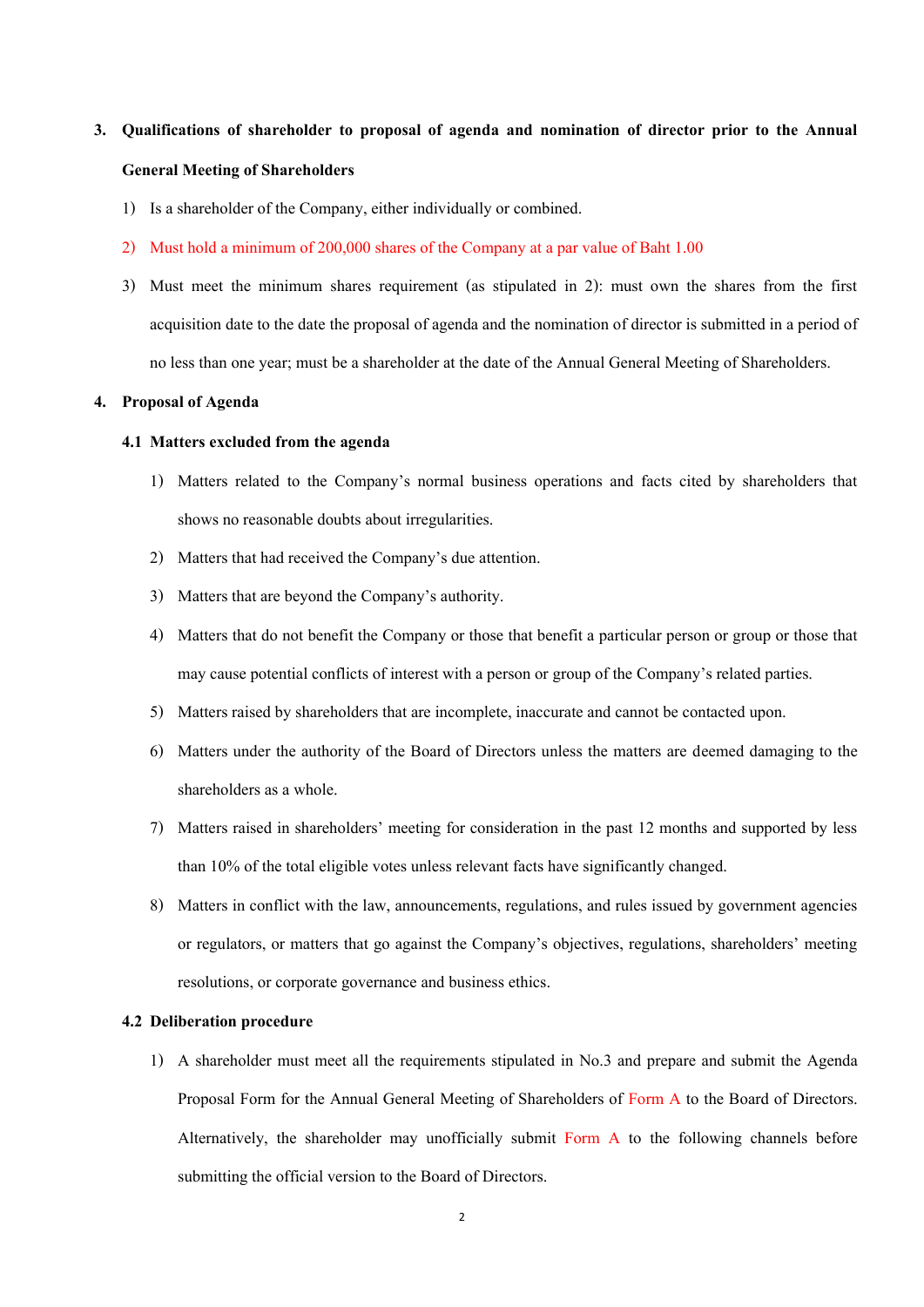3. **Qualifications of shareholder to proposal of agenda and nomination of director prior to the Annual General Meeting of Shareholders**

   1) Is a shareholder of the Company, either individually or combined.
   2) Must hold a minimum of 200,000 shares of the Company at a par value of Baht 1.00
   3) Must meet the minimum shares requirement (as stipulated in 2): must own the shares from the first acquisition date to the date the proposal of agenda and the nomination of director is submitted in a period of no less than one year; must be a shareholder at the date of the Annual General Meeting of Shareholders.

4. **Proposal of Agenda**

   **4.1 Matters excluded from the agenda**

   1) Matters related to the Company's normal business operations and facts cited by shareholders that shows no reasonable doubts about irregularities.
   2) Matters that had received the Company's due attention.
   3) Matters that are beyond the Company's authority.
   4) Matters that do not benefit the Company or those that benefit a particular person or group or those that may cause potential conflicts of interest with a person or group of the Company's related parties.
   5) Matters raised by shareholders that are incomplete, inaccurate and cannot be contacted upon.
   6) Matters under the authority of the Board of Directors unless the matters are deemed damaging to the shareholders as a whole.
   7) Matters raised in shareholders' meeting for consideration in the past 12 months and supported by less than 10% of the total eligible votes unless relevant facts have significantly changed.
   8) Matters in conflict with the law, announcements, regulations, and rules issued by government agencies or regulators, or matters that go against the Company's objectives, regulations, shareholders' meeting resolutions, or corporate governance and business ethics.

   **4.2 Deliberation procedure**

   1) A shareholder must meet all the requirements stipulated in No.3 and prepare and submit the Agenda Proposal Form for the Annual General Meeting of Shareholders of Form A to the Board of Directors. Alternatively, the shareholder may unofficially submit Form A to the following channels before submitting the official version to the Board of Directors.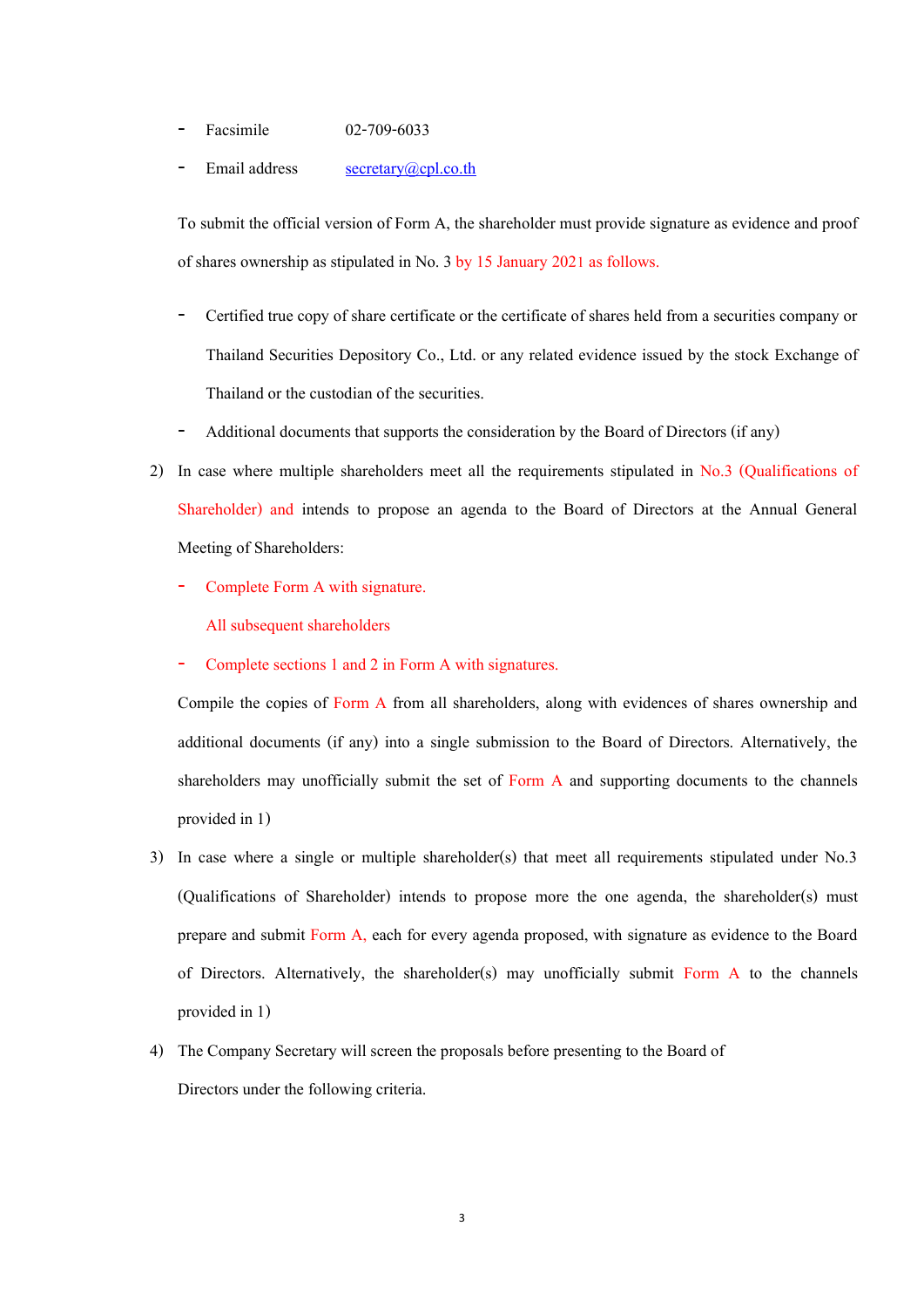- Facsimile 02-709-6033
- Email address secretary@cpl.co.th

To submit the official version of Form A, the shareholder must provide signature as evidence and proof of shares ownership as stipulated in No. 3 by 15 January 2021 as follows.

- Certified true copy of share certificate or the certificate of shares held from a securities company or Thailand Securities Depository Co., Ltd. or any related evidence issued by the stock Exchange of Thailand or the custodian of the securities.
- Additional documents that supports the consideration by the Board of Directors (if any)

2) In case where multiple shareholders meet all the requirements stipulated in No.3 (Qualifications of Shareholder) and intends to propose an agenda to the Board of Directors at the Annual General Meeting of Shareholders:

   - Complete Form A with signature.

     All subsequent shareholders

   - Complete sections 1 and 2 in Form A with signatures.

   Compile the copies of Form A from all shareholders, along with evidences of shares ownership and additional documents (if any) into a single submission to the Board of Directors. Alternatively, the shareholders may unofficially submit the set of Form A and supporting documents to the channels provided in 1)

3) In case where a single or multiple shareholder(s) that meet all requirements stipulated under No.3 (Qualifications of Shareholder) intends to propose more the one agenda, the shareholder(s) must prepare and submit Form A, each for every agenda proposed, with signature as evidence to the Board of Directors. Alternatively, the shareholder(s) may unofficially submit Form A to the channels provided in 1)

4) The Company Secretary will screen the proposals before presenting to the Board of Directors under the following criteria.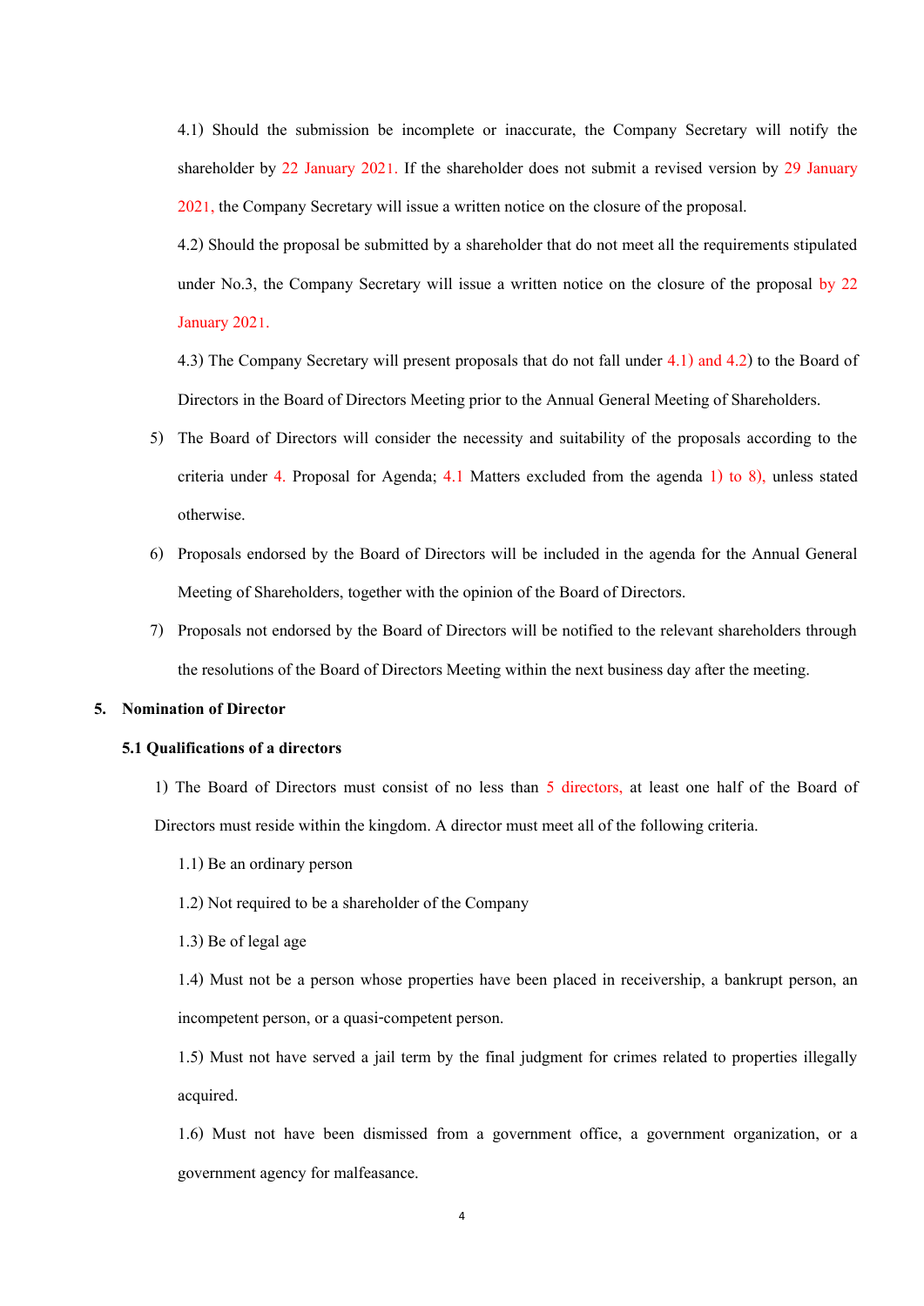4.1) Should the submission be incomplete or inaccurate, the Company Secretary will notify the shareholder by 22 January 2021. If the shareholder does not submit a revised version by 29 January 2021, the Company Secretary will issue a written notice on the closure of the proposal.

4.2) Should the proposal be submitted by a shareholder that do not meet all the requirements stipulated under No.3, the Company Secretary will issue a written notice on the closure of the proposal by 22 January 2021.

4.3) The Company Secretary will present proposals that do not fall under 4.1) and 4.2) to the Board of Directors in the Board of Directors Meeting prior to the Annual General Meeting of Shareholders.

5) The Board of Directors will consider the necessity and suitability of the proposals according to the criteria under 4. Proposal for Agenda; 4.1 Matters excluded from the agenda 1) to 8), unless stated otherwise.

6) Proposals endorsed by the Board of Directors will be included in the agenda for the Annual General Meeting of Shareholders, together with the opinion of the Board of Directors.

7) Proposals not endorsed by the Board of Directors will be notified to the relevant shareholders through the resolutions of the Board of Directors Meeting within the next business day after the meeting.

## 5. Nomination of Director

### 5.1 Qualifications of a directors

1) The Board of Directors must consist of no less than 5 directors, at least one half of the Board of Directors must reside within the kingdom. A director must meet all of the following criteria.

1.1) Be an ordinary person

1.2) Not required to be a shareholder of the Company

1.3) Be of legal age

1.4) Must not be a person whose properties have been placed in receivership, a bankrupt person, an incompetent person, or a quasi-competent person.

1.5) Must not have served a jail term by the final judgment for crimes related to properties illegally acquired.

1.6) Must not have been dismissed from a government office, a government organization, or a government agency for malfeasance.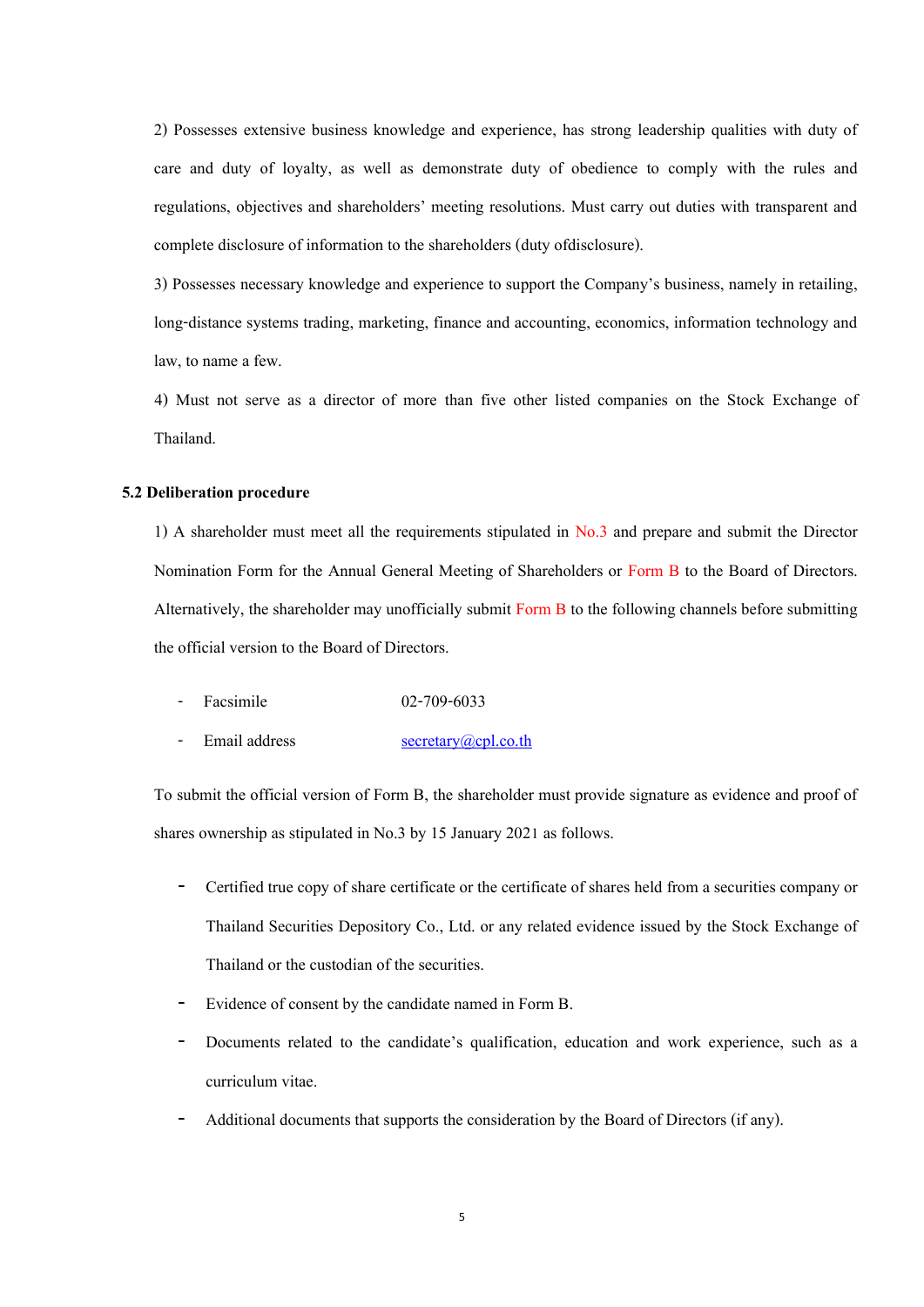2) Possesses extensive business knowledge and experience, has strong leadership qualities with duty of care and duty of loyalty, as well as demonstrate duty of obedience to comply with the rules and regulations, objectives and shareholders' meeting resolutions. Must carry out duties with transparent and complete disclosure of information to the shareholders (duty ofdisclosure).

3) Possesses necessary knowledge and experience to support the Company's business, namely in retailing, long-distance systems trading, marketing, finance and accounting, economics, information technology and law, to name a few.

4) Must not serve as a director of more than five other listed companies on the Stock Exchange of Thailand.

**5.2 Deliberation procedure**

1) A shareholder must meet all the requirements stipulated in No.3 and prepare and submit the Director Nomination Form for the Annual General Meeting of Shareholders or Form B to the Board of Directors. Alternatively, the shareholder may unofficially submit Form B to the following channels before submitting the official version to the Board of Directors.

- Facsimile 02-709-6033
- Email address secretary@cpl.co.th

To submit the official version of Form B, the shareholder must provide signature as evidence and proof of shares ownership as stipulated in No.3 by 15 January 2021 as follows.

- Certified true copy of share certificate or the certificate of shares held from a securities company or Thailand Securities Depository Co., Ltd. or any related evidence issued by the Stock Exchange of Thailand or the custodian of the securities.
- Evidence of consent by the candidate named in Form B.
- Documents related to the candidate's qualification, education and work experience, such as a curriculum vitae.
- Additional documents that supports the consideration by the Board of Directors (if any).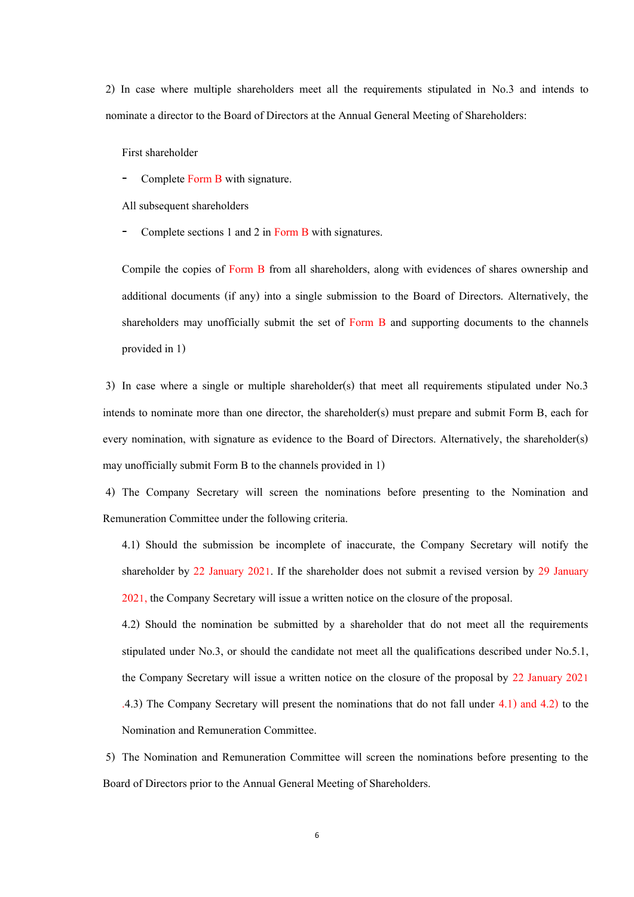2) In case where multiple shareholders meet all the requirements stipulated in No.3 and intends to nominate a director to the Board of Directors at the Annual General Meeting of Shareholders:

First shareholder

- Complete Form B with signature.

All subsequent shareholders

- Complete sections 1 and 2 in Form B with signatures.

Compile the copies of Form B from all shareholders, along with evidences of shares ownership and additional documents (if any) into a single submission to the Board of Directors. Alternatively, the shareholders may unofficially submit the set of Form B and supporting documents to the channels provided in 1)

3) In case where a single or multiple shareholder(s) that meet all requirements stipulated under No.3 intends to nominate more than one director, the shareholder(s) must prepare and submit Form B, each for every nomination, with signature as evidence to the Board of Directors. Alternatively, the shareholder(s) may unofficially submit Form B to the channels provided in 1)

4) The Company Secretary will screen the nominations before presenting to the Nomination and Remuneration Committee under the following criteria.

4.1) Should the submission be incomplete of inaccurate, the Company Secretary will notify the shareholder by 22 January 2021. If the shareholder does not submit a revised version by 29 January 2021, the Company Secretary will issue a written notice on the closure of the proposal.

4.2) Should the nomination be submitted by a shareholder that do not meet all the requirements stipulated under No.3, or should the candidate not meet all the qualifications described under No.5.1, the Company Secretary will issue a written notice on the closure of the proposal by 22 January 2021.

4.3) The Company Secretary will present the nominations that do not fall under 4.1) and 4.2) to the Nomination and Remuneration Committee.

5) The Nomination and Remuneration Committee will screen the nominations before presenting to the Board of Directors prior to the Annual General Meeting of Shareholders.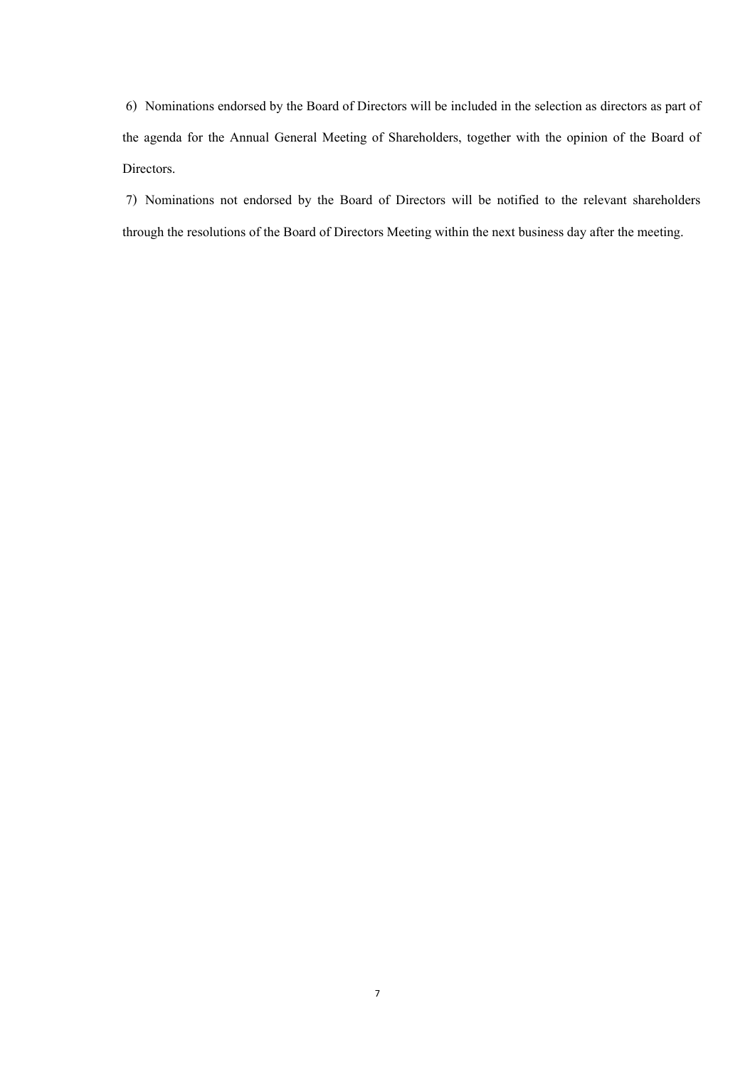6) Nominations endorsed by the Board of Directors will be included in the selection as directors as part of the agenda for the Annual General Meeting of Shareholders, together with the opinion of the Board of Directors.

7) Nominations not endorsed by the Board of Directors will be notified to the relevant shareholders through the resolutions of the Board of Directors Meeting within the next business day after the meeting.